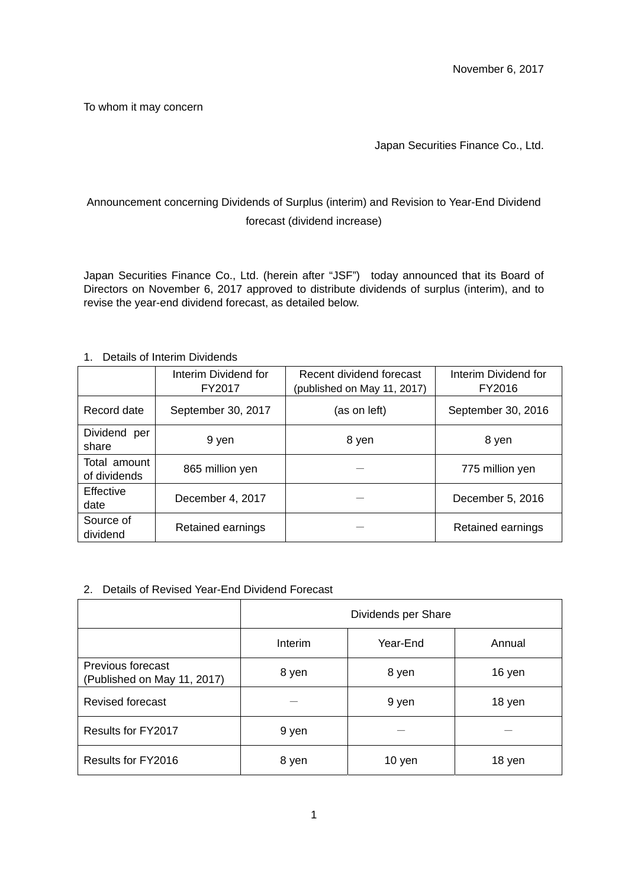November 6, 2017

To whom it may concern

Japan Securities Finance Co., Ltd.

# Announcement concerning Dividends of Surplus (interim) and Revision to Year-End Dividend forecast (dividend increase)

Japan Securities Finance Co., Ltd. (herein after "JSF") today announced that its Board of Directors on November 6, 2017 approved to distribute dividends of surplus (interim), and to revise the year-end dividend forecast, as detailed below.

1. Details of Interim Dividends

| | Interim Dividend for FY2017 | Recent dividend forecast (published on May 11, 2017) | Interim Dividend for FY2016 |
|---|---|---|---|
| Record date | September 30, 2017 | (as on left) | September 30, 2016 |
| Dividend per share | 9 yen | 8 yen | 8 yen |
| Total amount of dividends | 865 million yen | － | 775 million yen |
| Effective date | December 4, 2017 | － | December 5, 2016 |
| Source of dividend | Retained earnings | － | Retained earnings |

2. Details of Revised Year-End Dividend Forecast

| | Dividends per Share | | |
|---|---|---|---|
| | Interim | Year-End | Annual |
| Previous forecast (Published on May 11, 2017) | 8 yen | 8 yen | 16 yen |
| Revised forecast | － | 9 yen | 18 yen |
| Results for FY2017 | 9 yen | － | － |
| Results for FY2016 | 8 yen | 10 yen | 18 yen |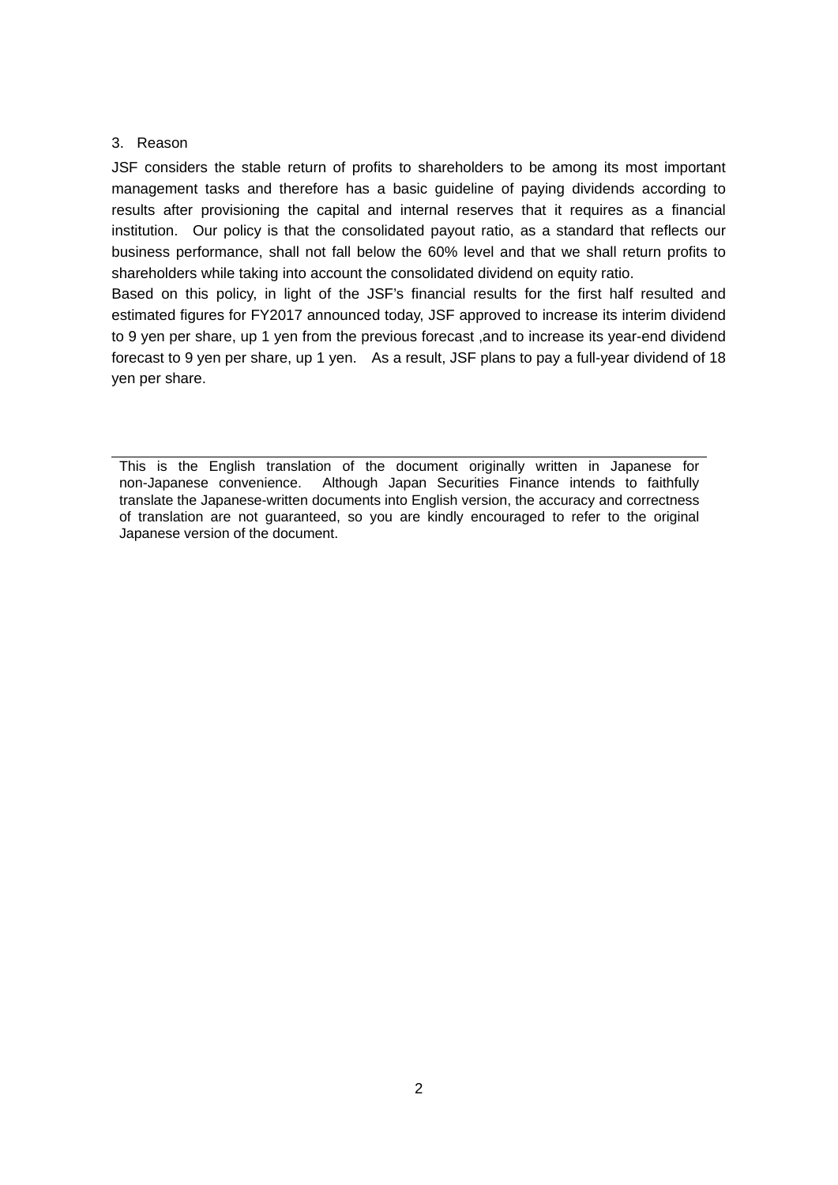3. Reason

JSF considers the stable return of profits to shareholders to be among its most important management tasks and therefore has a basic guideline of paying dividends according to results after provisioning the capital and internal reserves that it requires as a financial institution. Our policy is that the consolidated payout ratio, as a standard that reflects our business performance, shall not fall below the 60% level and that we shall return profits to shareholders while taking into account the consolidated dividend on equity ratio.

Based on this policy, in light of the JSF's financial results for the first half resulted and estimated figures for FY2017 announced today, JSF approved to increase its interim dividend to 9 yen per share, up 1 yen from the previous forecast ,and to increase its year-end dividend forecast to 9 yen per share, up 1 yen. As a result, JSF plans to pay a full-year dividend of 18 yen per share.

---

This is the English translation of the document originally written in Japanese for non-Japanese convenience. Although Japan Securities Finance intends to faithfully translate the Japanese-written documents into English version, the accuracy and correctness of translation are not guaranteed, so you are kindly encouraged to refer to the original Japanese version of the document.